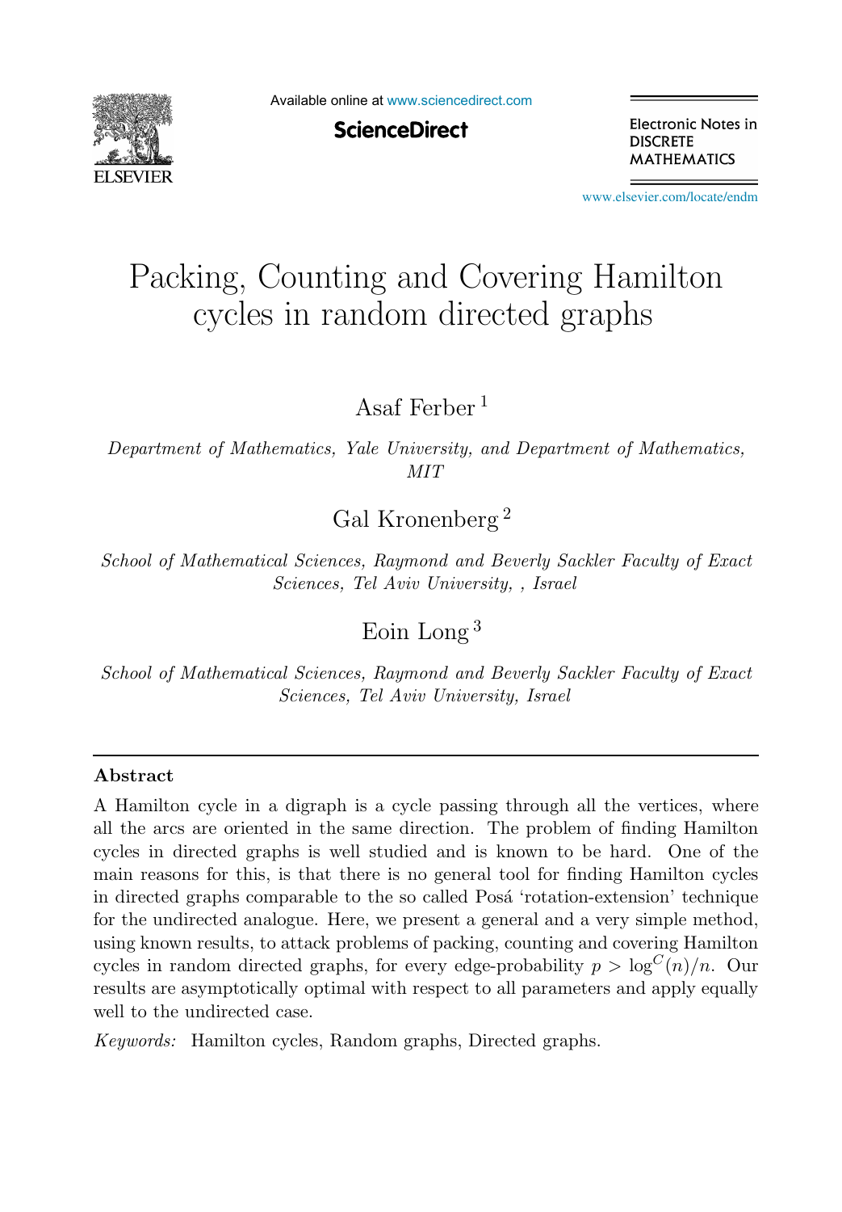# Packing, Counting and Covering Hamilton cycles in random directed graphs

Asaf Ferber [1]

*Department of Mathematics, Yale University, and Department of Mathematics, MIT*

Gal Kronenberg [2]

*School of Mathematical Sciences, Raymond and Beverly Sackler Faculty of Exact Sciences, Tel Aviv University, , Israel*

Eoin Long [3]

*School of Mathematical Sciences, Raymond and Beverly Sackler Faculty of Exact Sciences, Tel Aviv University, Israel*

---

## Abstract

A Hamilton cycle in a digraph is a cycle passing through all the vertices, where all the arcs are oriented in the same direction. The problem of finding Hamilton cycles in directed graphs is well studied and is known to be hard. One of the main reasons for this, is that there is no general tool for finding Hamilton cycles in directed graphs comparable to the so called Posá 'rotation-extension' technique for the undirected analogue. Here, we present a general and a very simple method, using known results, to attack problems of packing, counting and covering Hamilton cycles in random directed graphs, for every edge-probability $p > \log^C(n)/n$. Our results are asymptotically optimal with respect to all parameters and apply equally well to the undirected case.

*Keywords:* Hamilton cycles, Random graphs, Directed graphs.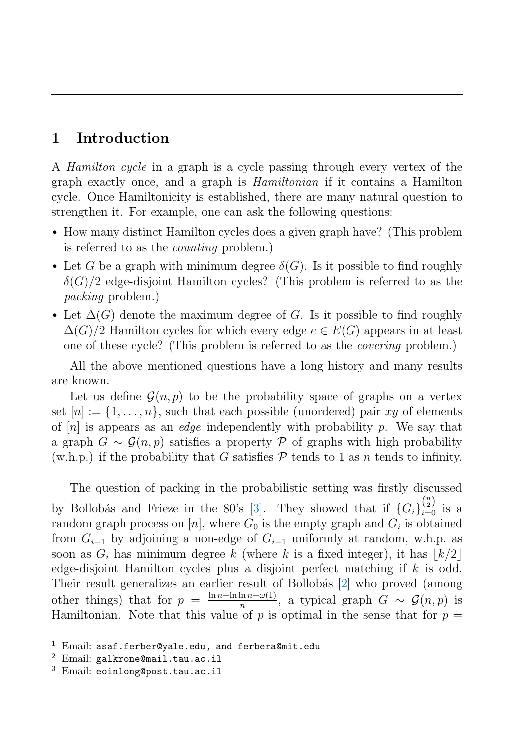## 1 Introduction

A *Hamilton cycle* in a graph is a cycle passing through every vertex of the graph exactly once, and a graph is *Hamiltonian* if it contains a Hamilton cycle. Once Hamiltonicity is established, there are many natural question to strengthen it. For example, one can ask the following questions:

- How many distinct Hamilton cycles does a given graph have? (This problem is referred to as the *counting* problem.)
- Let $G$ be a graph with minimum degree $\delta(G)$. Is it possible to find roughly $\delta(G)/2$ edge-disjoint Hamilton cycles? (This problem is referred to as the *packing* problem.)
- Let $\Delta(G)$ denote the maximum degree of $G$. Is it possible to find roughly $\Delta(G)/2$ Hamilton cycles for which every edge $e \in E(G)$ appears in at least one of these cycle? (This problem is referred to as the *covering* problem.)

All the above mentioned questions have a long history and many results are known.

Let us define $\mathcal{G}(n,p)$ to be the probability space of graphs on a vertex set $[n] := \{1,\dots,n\}$, such that each possible (unordered) pair $xy$ of elements of $[n]$ is appears as an *edge* independently with probability $p$. We say that a graph $G \sim \mathcal{G}(n,p)$ satisfies a property $\mathcal{P}$ of graphs with high probability (w.h.p.) if the probability that $G$ satisfies $\mathcal{P}$ tends to 1 as $n$ tends to infinity.

The question of packing in the probabilistic setting was firstly discussed by Bollobás and Frieze in the 80's [3]. They showed that if $\{G_i\}_{i=0}^{\binom{n}{2}}$ is a random graph process on $[n]$, where $G_0$ is the empty graph and $G_i$ is obtained from $G_{i-1}$ by adjoining a non-edge of $G_{i-1}$ uniformly at random, w.h.p. as soon as $G_i$ has minimum degree $k$ (where $k$ is a fixed integer), it has $\lfloor k/2 \rfloor$ edge-disjoint Hamilton cycles plus a disjoint perfect matching if $k$ is odd. Their result generalizes an earlier result of Bollobás [2] who proved (among other things) that for $p = \frac{\ln n + \ln\ln n + \omega(1)}{n}$, a typical graph $G \sim \mathcal{G}(n,p)$ is Hamiltonian. Note that this value of $p$ is optimal in the sense that for $p =$

[1] Email: asaf.ferber@yale.edu, and ferbera@mit.edu

[2] Email: galkrone@mail.tau.ac.il

[3] Email: eoinlong@post.tau.ac.il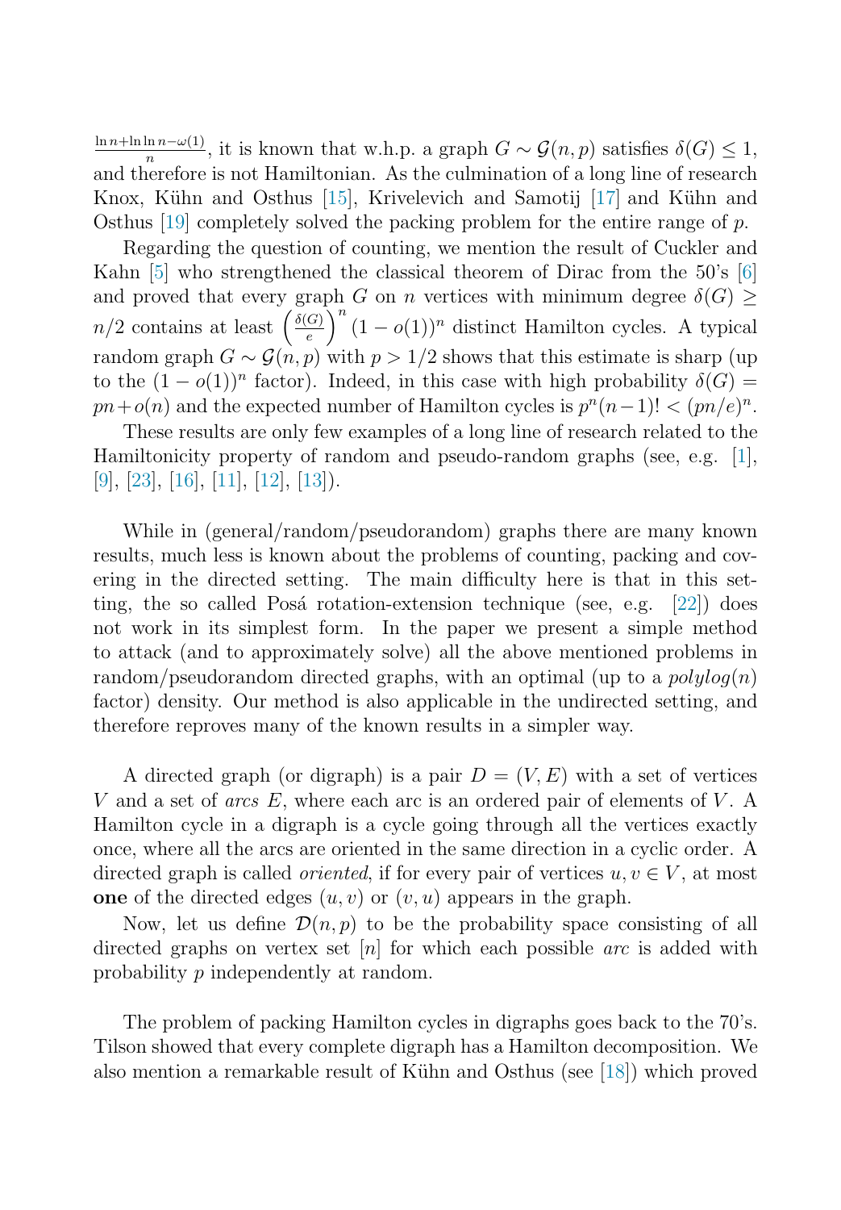$\frac{\ln n + \ln\ln n - \omega(1)}{n}$, it is known that w.h.p. a graph $G \sim \mathcal{G}(n,p)$ satisfies $\delta(G) \leq 1$, and therefore is not Hamiltonian. As the culmination of a long line of research Knox, Kühn and Osthus [15], Krivelevich and Samotij [17] and Kühn and Osthus [19] completely solved the packing problem for the entire range of $p$.

Regarding the question of counting, we mention the result of Cuckler and Kahn [5] who strengthened the classical theorem of Dirac from the 50's [6] and proved that every graph $G$ on $n$ vertices with minimum degree $\delta(G) \geq n/2$ contains at least $\left(\frac{\delta(G)}{e}\right)^n (1-o(1))^n$ distinct Hamilton cycles. A typical random graph $G \sim \mathcal{G}(n,p)$ with $p > 1/2$ shows that this estimate is sharp (up to the $(1-o(1))^n$ factor). Indeed, in this case with high probability $\delta(G) = pn + o(n)$ and the expected number of Hamilton cycles is $p^n(n-1)! < (pn/e)^n$.

These results are only few examples of a long line of research related to the Hamiltonicity property of random and pseudo-random graphs (see, e.g. [1], [9], [23], [16], [11], [12], [13]).

While in (general/random/pseudorandom) graphs there are many known results, much less is known about the problems of counting, packing and covering in the directed setting. The main difficulty here is that in this setting, the so called Posá rotation-extension technique (see, e.g. [22]) does not work in its simplest form. In the paper we present a simple method to attack (and to approximately solve) all the above mentioned problems in random/pseudorandom directed graphs, with an optimal (up to a $polylog(n)$ factor) density. Our method is also applicable in the undirected setting, and therefore reproves many of the known results in a simpler way.

A directed graph (or digraph) is a pair $D = (V, E)$ with a set of vertices $V$ and a set of *arcs* $E$, where each arc is an ordered pair of elements of $V$. A Hamilton cycle in a digraph is a cycle going through all the vertices exactly once, where all the arcs are oriented in the same direction in a cyclic order. A directed graph is called *oriented*, if for every pair of vertices $u, v \in V$, at most **one** of the directed edges $(u, v)$ or $(v, u)$ appears in the graph.

Now, let us define $\mathcal{D}(n,p)$ to be the probability space consisting of all directed graphs on vertex set $[n]$ for which each possible *arc* is added with probability $p$ independently at random.

The problem of packing Hamilton cycles in digraphs goes back to the 70's. Tilson showed that every complete digraph has a Hamilton decomposition. We also mention a remarkable result of Kühn and Osthus (see [18]) which proved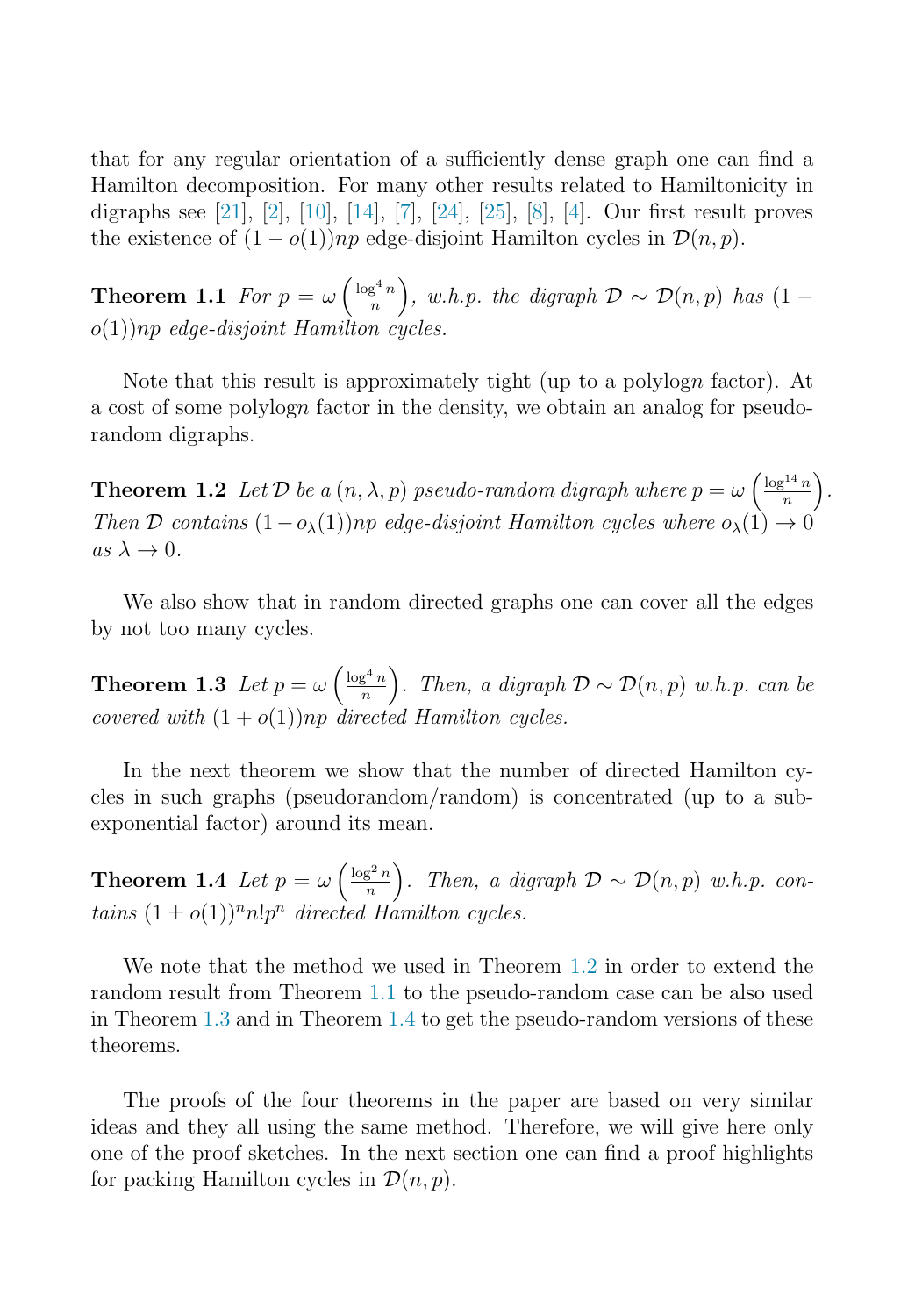that for any regular orientation of a sufficiently dense graph one can find a Hamilton decomposition. For many other results related to Hamiltonicity in digraphs see [21], [2], [10], [14], [7], [24], [25], [8], [4]. Our first result proves the existence of $(1-o(1))np$ edge-disjoint Hamilton cycles in $\mathcal{D}(n,p)$.

**Theorem 1.1** *For $p=\omega\left(\frac{\log^4 n}{n}\right)$, w.h.p. the digraph $\mathcal{D}\sim\mathcal{D}(n,p)$ has $(1-o(1))np$ edge-disjoint Hamilton cycles.*

Note that this result is approximately tight (up to a polylog$n$ factor). At a cost of some polylog$n$ factor in the density, we obtain an analog for pseudo-random digraphs.

**Theorem 1.2** *Let $\mathcal{D}$ be a $(n,\lambda,p)$ pseudo-random digraph where $p=\omega\left(\frac{\log^{14} n}{n}\right)$. Then $\mathcal{D}$ contains $(1-o_\lambda(1))np$ edge-disjoint Hamilton cycles where $o_\lambda(1)\to 0$ as $\lambda\to 0$.*

We also show that in random directed graphs one can cover all the edges by not too many cycles.

**Theorem 1.3** *Let $p=\omega\left(\frac{\log^4 n}{n}\right)$. Then, a digraph $\mathcal{D}\sim\mathcal{D}(n,p)$ w.h.p. can be covered with $(1+o(1))np$ directed Hamilton cycles.*

In the next theorem we show that the number of directed Hamilton cycles in such graphs (pseudorandom/random) is concentrated (up to a subexponential factor) around its mean.

**Theorem 1.4** *Let $p=\omega\left(\frac{\log^2 n}{n}\right)$. Then, a digraph $\mathcal{D}\sim\mathcal{D}(n,p)$ w.h.p. contains $(1\pm o(1))^n n!p^n$ directed Hamilton cycles.*

We note that the method we used in Theorem 1.2 in order to extend the random result from Theorem 1.1 to the pseudo-random case can be also used in Theorem 1.3 and in Theorem 1.4 to get the pseudo-random versions of these theorems.

The proofs of the four theorems in the paper are based on very similar ideas and they all using the same method. Therefore, we will give here only one of the proof sketches. In the next section one can find a proof highlights for packing Hamilton cycles in $\mathcal{D}(n,p)$.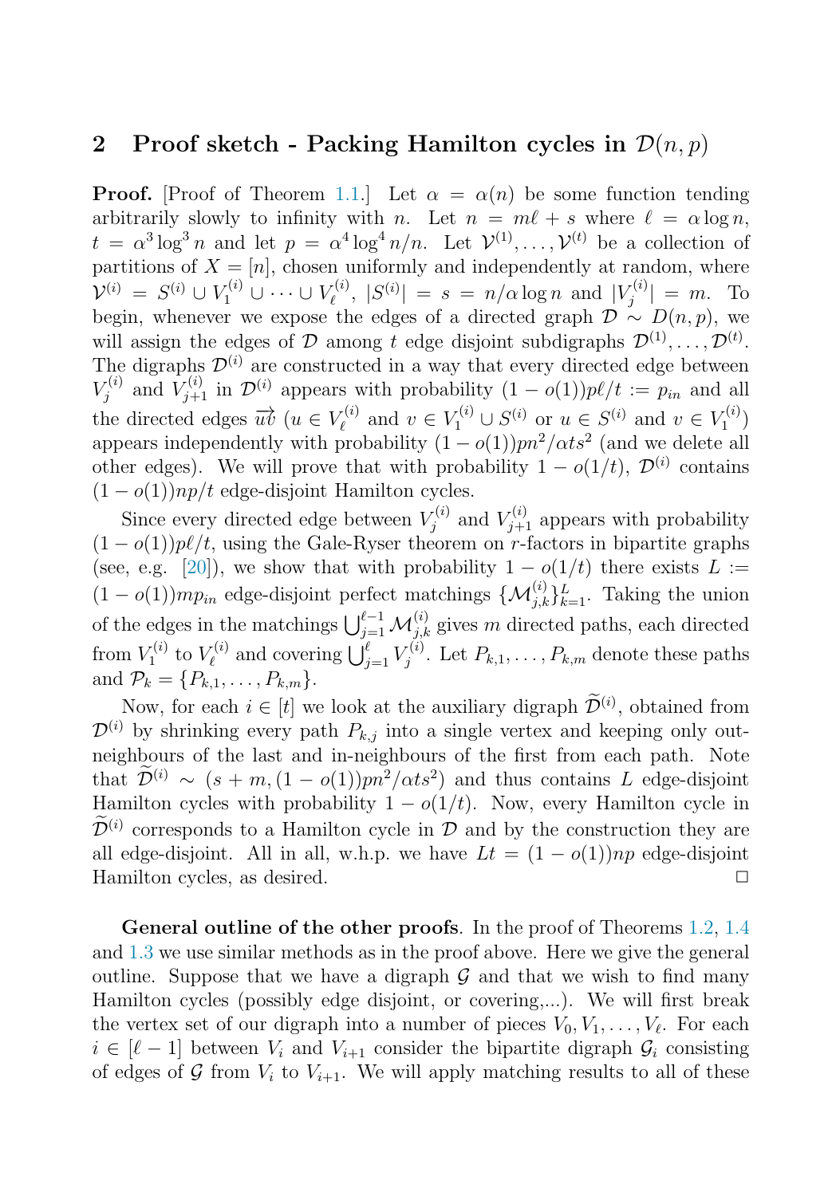## 2 Proof sketch - Packing Hamilton cycles in $\mathcal{D}(n, p)$

**Proof.** [Proof of Theorem 1.1.] Let $\alpha = \alpha(n)$ be some function tending arbitrarily slowly to infinity with $n$. Let $n = m\ell + s$ where $\ell = \alpha \log n$, $t = \alpha^3 \log^3 n$ and let $p = \alpha^4 \log^4 n/n$. Let $\mathcal{V}^{(1)}, \dots, \mathcal{V}^{(t)}$ be a collection of partitions of $X = [n]$, chosen uniformly and independently at random, where $\mathcal{V}^{(i)} = S^{(i)} \cup V_1^{(i)} \cup \cdots \cup V_\ell^{(i)}$, $|S^{(i)}| = s = n/\alpha \log n$ and $|V_j^{(i)}| = m$. To begin, whenever we expose the edges of a directed graph $\mathcal{D} \sim D(n, p)$, we will assign the edges of $\mathcal{D}$ among $t$ edge disjoint subdigraphs $\mathcal{D}^{(1)}, \dots, \mathcal{D}^{(t)}$. The digraphs $\mathcal{D}^{(i)}$ are constructed in a way that every directed edge between $V_j^{(i)}$ and $V_{j+1}^{(i)}$ in $\mathcal{D}^{(i)}$ appears with probability $(1 - o(1))p\ell/t := p_{in}$ and all the directed edges $\overrightarrow{uv}$ ($u \in V_\ell^{(i)}$ and $v \in V_1^{(i)} \cup S^{(i)}$ or $u \in S^{(i)}$ and $v \in V_1^{(i)}$) appears independently with probability $(1 - o(1))pn^2/\alpha t s^2$ (and we delete all other edges). We will prove that with probability $1 - o(1/t)$, $\mathcal{D}^{(i)}$ contains $(1 - o(1))np/t$ edge-disjoint Hamilton cycles.

Since every directed edge between $V_j^{(i)}$ and $V_{j+1}^{(i)}$ appears with probability $(1 - o(1))p\ell/t$, using the Gale-Ryser theorem on $r$-factors in bipartite graphs (see, e.g. [20]), we show that with probability $1 - o(1/t)$ there exists $L := (1 - o(1))mp_{in}$ edge-disjoint perfect matchings $\{\mathcal{M}_{j,k}^{(i)}\}_{k=1}^{L}$. Taking the union of the edges in the matchings $\bigcup_{j=1}^{\ell-1} \mathcal{M}_{j,k}^{(i)}$ gives $m$ directed paths, each directed from $V_1^{(i)}$ to $V_\ell^{(i)}$ and covering $\bigcup_{j=1}^{\ell} V_j^{(i)}$. Let $P_{k,1}, \dots, P_{k,m}$ denote these paths and $\mathcal{P}_k = \{P_{k,1}, \dots, P_{k,m}\}$.

Now, for each $i \in [t]$ we look at the auxiliary digraph $\widetilde{\mathcal{D}}^{(i)}$, obtained from $\mathcal{D}^{(i)}$ by shrinking every path $P_{k,j}$ into a single vertex and keeping only out-neighbours of the last and in-neighbours of the first from each path. Note that $\widetilde{\mathcal{D}}^{(i)} \sim (s + m, (1 - o(1))pn^2/\alpha t s^2)$ and thus contains $L$ edge-disjoint Hamilton cycles with probability $1 - o(1/t)$. Now, every Hamilton cycle in $\widetilde{\mathcal{D}}^{(i)}$ corresponds to a Hamilton cycle in $\mathcal{D}$ and by the construction they are all edge-disjoint. All in all, w.h.p. we have $Lt = (1 - o(1))np$ edge-disjoint Hamilton cycles, as desired. □

**General outline of the other proofs**. In the proof of Theorems 1.2, 1.4 and 1.3 we use similar methods as in the proof above. Here we give the general outline. Suppose that we have a digraph $\mathcal{G}$ and that we wish to find many Hamilton cycles (possibly edge disjoint, or covering,...). We will first break the vertex set of our digraph into a number of pieces $V_0, V_1, \dots, V_\ell$. For each $i \in [\ell - 1]$ between $V_i$ and $V_{i+1}$ consider the bipartite digraph $\mathcal{G}_i$ consisting of edges of $\mathcal{G}$ from $V_i$ to $V_{i+1}$. We will apply matching results to all of these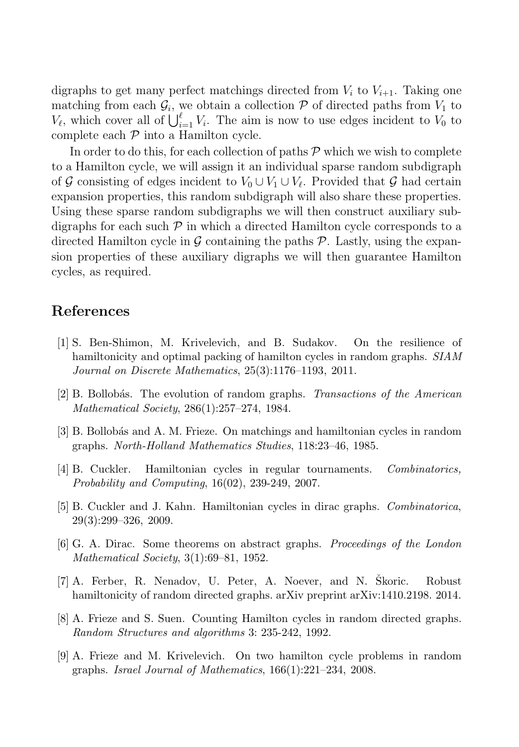digraphs to get many perfect matchings directed from $V_i$ to $V_{i+1}$. Taking one matching from each $\mathcal{G}_i$, we obtain a collection $\mathcal{P}$ of directed paths from $V_1$ to $V_\ell$, which cover all of $\bigcup_{i=1}^{\ell} V_i$. The aim is now to use edges incident to $V_0$ to complete each $\mathcal{P}$ into a Hamilton cycle.

In order to do this, for each collection of paths $\mathcal{P}$ which we wish to complete to a Hamilton cycle, we will assign it an individual sparse random subdigraph of $\mathcal{G}$ consisting of edges incident to $V_0 \cup V_1 \cup V_\ell$. Provided that $\mathcal{G}$ had certain expansion properties, this random subdigraph will also share these properties. Using these sparse random subdigraphs we will then construct auxiliary subdigraphs for each such $\mathcal{P}$ in which a directed Hamilton cycle corresponds to a directed Hamilton cycle in $\mathcal{G}$ containing the paths $\mathcal{P}$. Lastly, using the expansion properties of these auxiliary digraphs we will then guarantee Hamilton cycles, as required.

## References

[1] S. Ben-Shimon, M. Krivelevich, and B. Sudakov. On the resilience of hamiltonicity and optimal packing of hamilton cycles in random graphs. *SIAM Journal on Discrete Mathematics*, 25(3):1176–1193, 2011.

[2] B. Bollobás. The evolution of random graphs. *Transactions of the American Mathematical Society*, 286(1):257–274, 1984.

[3] B. Bollobás and A. M. Frieze. On matchings and hamiltonian cycles in random graphs. *North-Holland Mathematics Studies*, 118:23–46, 1985.

[4] B. Cuckler. Hamiltonian cycles in regular tournaments. *Combinatorics, Probability and Computing*, 16(02), 239-249, 2007.

[5] B. Cuckler and J. Kahn. Hamiltonian cycles in dirac graphs. *Combinatorica*, 29(3):299–326, 2009.

[6] G. A. Dirac. Some theorems on abstract graphs. *Proceedings of the London Mathematical Society*, 3(1):69–81, 1952.

[7] A. Ferber, R. Nenadov, U. Peter, A. Noever, and N. Škoric. Robust hamiltonicity of random directed graphs. arXiv preprint arXiv:1410.2198. 2014.

[8] A. Frieze and S. Suen. Counting Hamilton cycles in random directed graphs. *Random Structures and algorithms* 3: 235-242, 1992.

[9] A. Frieze and M. Krivelevich. On two hamilton cycle problems in random graphs. *Israel Journal of Mathematics*, 166(1):221–234, 2008.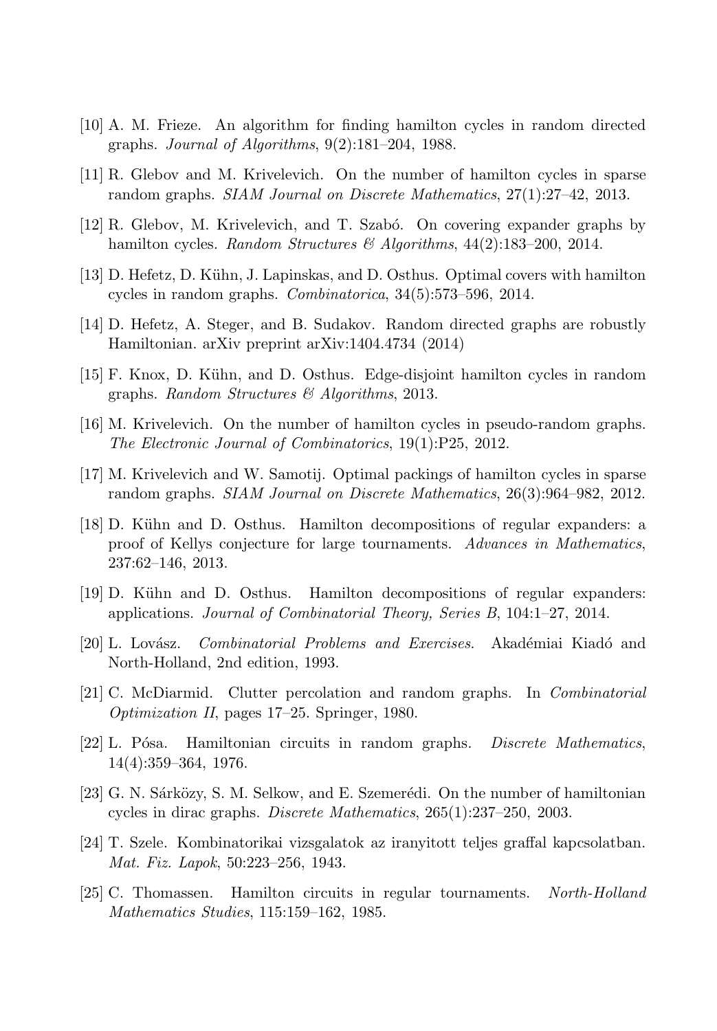[10] A. M. Frieze. An algorithm for finding hamilton cycles in random directed graphs. *Journal of Algorithms*, 9(2):181–204, 1988.

[11] R. Glebov and M. Krivelevich. On the number of hamilton cycles in sparse random graphs. *SIAM Journal on Discrete Mathematics*, 27(1):27–42, 2013.

[12] R. Glebov, M. Krivelevich, and T. Szabó. On covering expander graphs by hamilton cycles. *Random Structures & Algorithms*, 44(2):183–200, 2014.

[13] D. Hefetz, D. Kühn, J. Lapinskas, and D. Osthus. Optimal covers with hamilton cycles in random graphs. *Combinatorica*, 34(5):573–596, 2014.

[14] D. Hefetz, A. Steger, and B. Sudakov. Random directed graphs are robustly Hamiltonian. arXiv preprint arXiv:1404.4734 (2014)

[15] F. Knox, D. Kühn, and D. Osthus. Edge-disjoint hamilton cycles in random graphs. *Random Structures & Algorithms*, 2013.

[16] M. Krivelevich. On the number of hamilton cycles in pseudo-random graphs. *The Electronic Journal of Combinatorics*, 19(1):P25, 2012.

[17] M. Krivelevich and W. Samotij. Optimal packings of hamilton cycles in sparse random graphs. *SIAM Journal on Discrete Mathematics*, 26(3):964–982, 2012.

[18] D. Kühn and D. Osthus. Hamilton decompositions of regular expanders: a proof of Kellys conjecture for large tournaments. *Advances in Mathematics*, 237:62–146, 2013.

[19] D. Kühn and D. Osthus. Hamilton decompositions of regular expanders: applications. *Journal of Combinatorial Theory, Series B*, 104:1–27, 2014.

[20] L. Lovász. *Combinatorial Problems and Exercises*. Akadémiai Kiadó and North-Holland, 2nd edition, 1993.

[21] C. McDiarmid. Clutter percolation and random graphs. In *Combinatorial Optimization II*, pages 17–25. Springer, 1980.

[22] L. Pósa. Hamiltonian circuits in random graphs. *Discrete Mathematics*, 14(4):359–364, 1976.

[23] G. N. Sárközy, S. M. Selkow, and E. Szemerédi. On the number of hamiltonian cycles in dirac graphs. *Discrete Mathematics*, 265(1):237–250, 2003.

[24] T. Szele. Kombinatorikai vizsgalatok az iranyitott teljes graffal kapcsolatban. *Mat. Fiz. Lapok*, 50:223–256, 1943.

[25] C. Thomassen. Hamilton circuits in regular tournaments. *North-Holland Mathematics Studies*, 115:159–162, 1985.